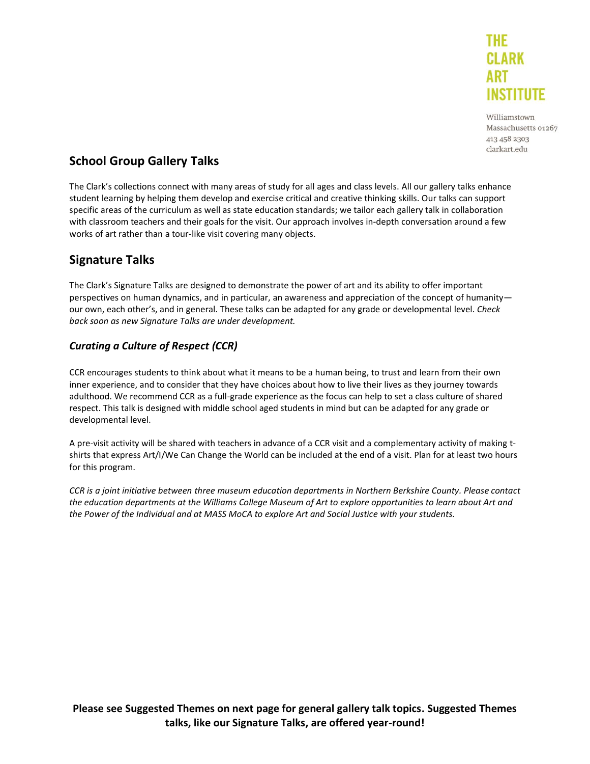THE CLARK ART INSTITUTE

Williamstown
Massachusetts 01267
413 458 2303
clarkart.edu

## School Group Gallery Talks

The Clark's collections connect with many areas of study for all ages and class levels. All our gallery talks enhance student learning by helping them develop and exercise critical and creative thinking skills. Our talks can support specific areas of the curriculum as well as state education standards; we tailor each gallery talk in collaboration with classroom teachers and their goals for the visit. Our approach involves in-depth conversation around a few works of art rather than a tour-like visit covering many objects.

## Signature Talks

The Clark's Signature Talks are designed to demonstrate the power of art and its ability to offer important perspectives on human dynamics, and in particular, an awareness and appreciation of the concept of humanity—our own, each other's, and in general. These talks can be adapted for any grade or developmental level. *Check back soon as new Signature Talks are under development.*

### *Curating a Culture of Respect (CCR)*

CCR encourages students to think about what it means to be a human being, to trust and learn from their own inner experience, and to consider that they have choices about how to live their lives as they journey towards adulthood. We recommend CCR as a full-grade experience as the focus can help to set a class culture of shared respect. This talk is designed with middle school aged students in mind but can be adapted for any grade or developmental level.

A pre-visit activity will be shared with teachers in advance of a CCR visit and a complementary activity of making t-shirts that express Art/I/We Can Change the World can be included at the end of a visit. Plan for at least two hours for this program.

*CCR is a joint initiative between three museum education departments in Northern Berkshire County. Please contact the education departments at the Williams College Museum of Art to explore opportunities to learn about Art and the Power of the Individual and at MASS MoCA to explore Art and Social Justice with your students.*

**Please see Suggested Themes on next page for general gallery talk topics. Suggested Themes talks, like our Signature Talks, are offered year-round!**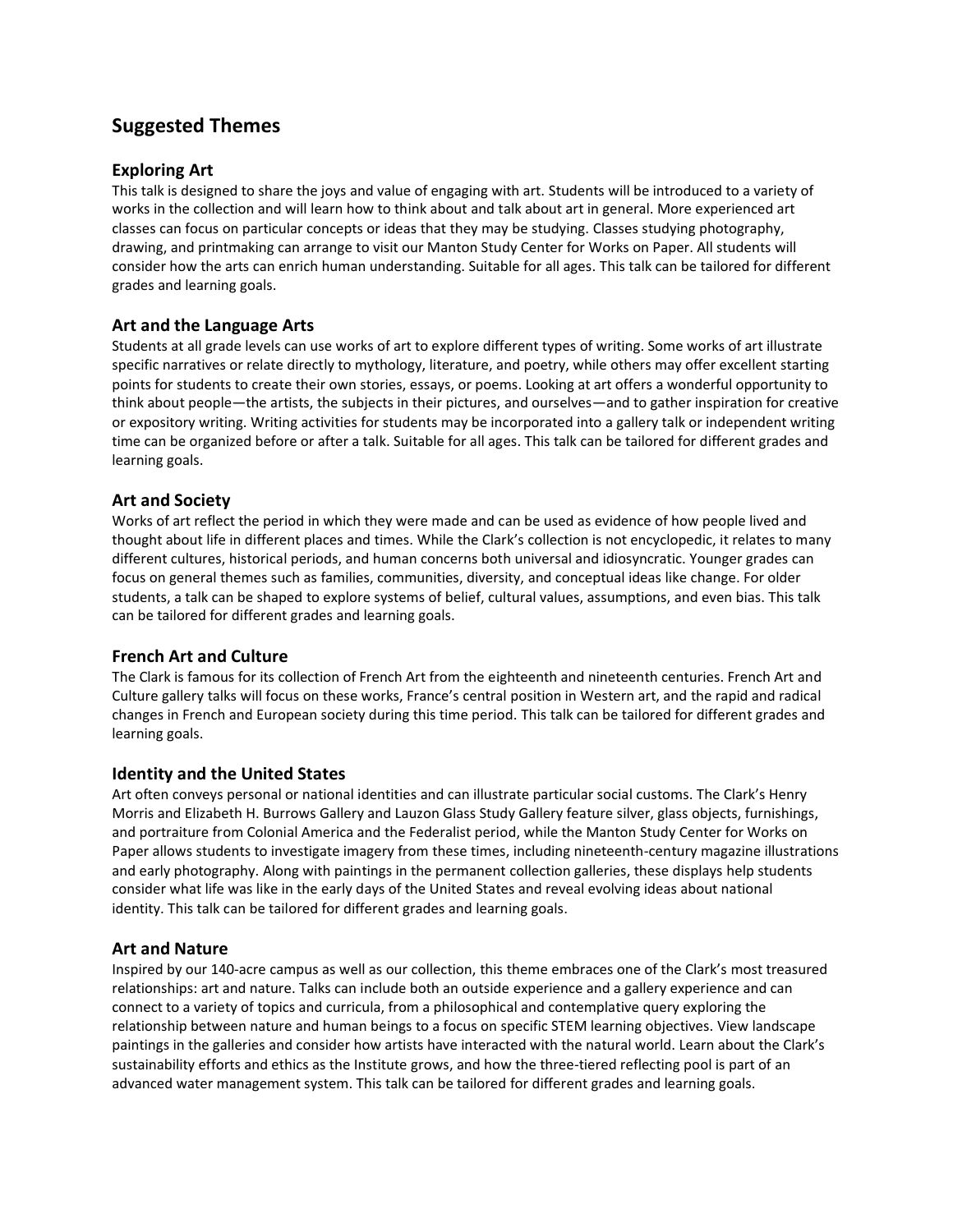## Suggested Themes

### Exploring Art

This talk is designed to share the joys and value of engaging with art. Students will be introduced to a variety of works in the collection and will learn how to think about and talk about art in general. More experienced art classes can focus on particular concepts or ideas that they may be studying. Classes studying photography, drawing, and printmaking can arrange to visit our Manton Study Center for Works on Paper. All students will consider how the arts can enrich human understanding. Suitable for all ages. This talk can be tailored for different grades and learning goals.

### Art and the Language Arts

Students at all grade levels can use works of art to explore different types of writing. Some works of art illustrate specific narratives or relate directly to mythology, literature, and poetry, while others may offer excellent starting points for students to create their own stories, essays, or poems. Looking at art offers a wonderful opportunity to think about people—the artists, the subjects in their pictures, and ourselves—and to gather inspiration for creative or expository writing. Writing activities for students may be incorporated into a gallery talk or independent writing time can be organized before or after a talk. Suitable for all ages. This talk can be tailored for different grades and learning goals.

### Art and Society

Works of art reflect the period in which they were made and can be used as evidence of how people lived and thought about life in different places and times. While the Clark's collection is not encyclopedic, it relates to many different cultures, historical periods, and human concerns both universal and idiosyncratic. Younger grades can focus on general themes such as families, communities, diversity, and conceptual ideas like change. For older students, a talk can be shaped to explore systems of belief, cultural values, assumptions, and even bias. This talk can be tailored for different grades and learning goals.

### French Art and Culture

The Clark is famous for its collection of French Art from the eighteenth and nineteenth centuries. French Art and Culture gallery talks will focus on these works, France's central position in Western art, and the rapid and radical changes in French and European society during this time period. This talk can be tailored for different grades and learning goals.

### Identity and the United States

Art often conveys personal or national identities and can illustrate particular social customs. The Clark's Henry Morris and Elizabeth H. Burrows Gallery and Lauzon Glass Study Gallery feature silver, glass objects, furnishings, and portraiture from Colonial America and the Federalist period, while the Manton Study Center for Works on Paper allows students to investigate imagery from these times, including nineteenth-century magazine illustrations and early photography. Along with paintings in the permanent collection galleries, these displays help students consider what life was like in the early days of the United States and reveal evolving ideas about national identity. This talk can be tailored for different grades and learning goals.

### Art and Nature

Inspired by our 140-acre campus as well as our collection, this theme embraces one of the Clark's most treasured relationships: art and nature. Talks can include both an outside experience and a gallery experience and can connect to a variety of topics and curricula, from a philosophical and contemplative query exploring the relationship between nature and human beings to a focus on specific STEM learning objectives. View landscape paintings in the galleries and consider how artists have interacted with the natural world. Learn about the Clark's sustainability efforts and ethics as the Institute grows, and how the three-tiered reflecting pool is part of an advanced water management system. This talk can be tailored for different grades and learning goals.